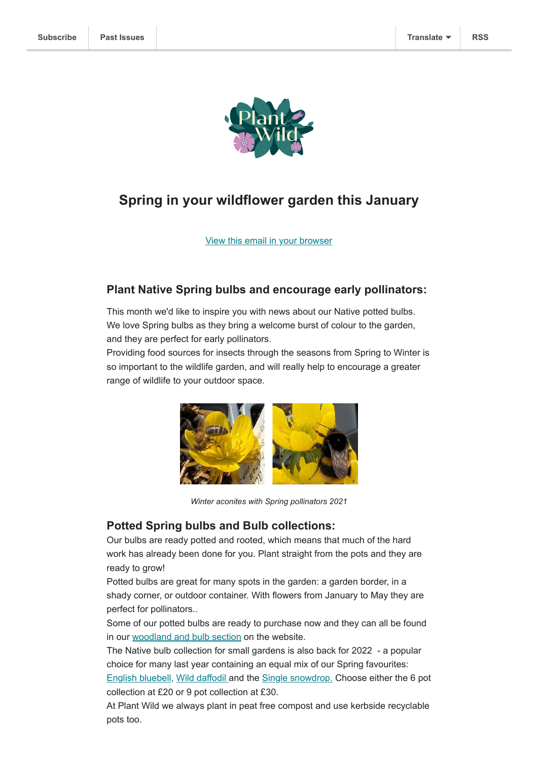Subscribe | Past Issues | Translate | RSS

# Spring in your wildflower garden this January

View this email in your browser

## Plant Native Spring bulbs and encourage early pollinators:

This month we'd like to inspire you with news about our Native potted bulbs. We love Spring bulbs as they bring a welcome burst of colour to the garden, and they are perfect for early pollinators.
Providing food sources for insects through the seasons from Spring to Winter is so important to the wildlife garden, and will really help to encourage a greater range of wildlife to your outdoor space.

*Winter aconites with Spring pollinators 2021*

## Potted Spring bulbs and Bulb collections:

Our bulbs are ready potted and rooted, which means that much of the hard work has already been done for you. Plant straight from the pots and they are ready to grow!
Potted bulbs are great for many spots in the garden: a garden border, in a shady corner, or outdoor container. With flowers from January to May they are perfect for pollinators..
Some of our potted bulbs are ready to purchase now and they can all be found in our woodland and bulb section on the website.
The Native bulb collection for small gardens is also back for 2022 - a popular choice for many last year containing an equal mix of our Spring favourites: English bluebell, Wild daffodil and the Single snowdrop. Choose either the 6 pot collection at £20 or 9 pot collection at £30.
At Plant Wild we always plant in peat free compost and use kerbside recyclable pots too.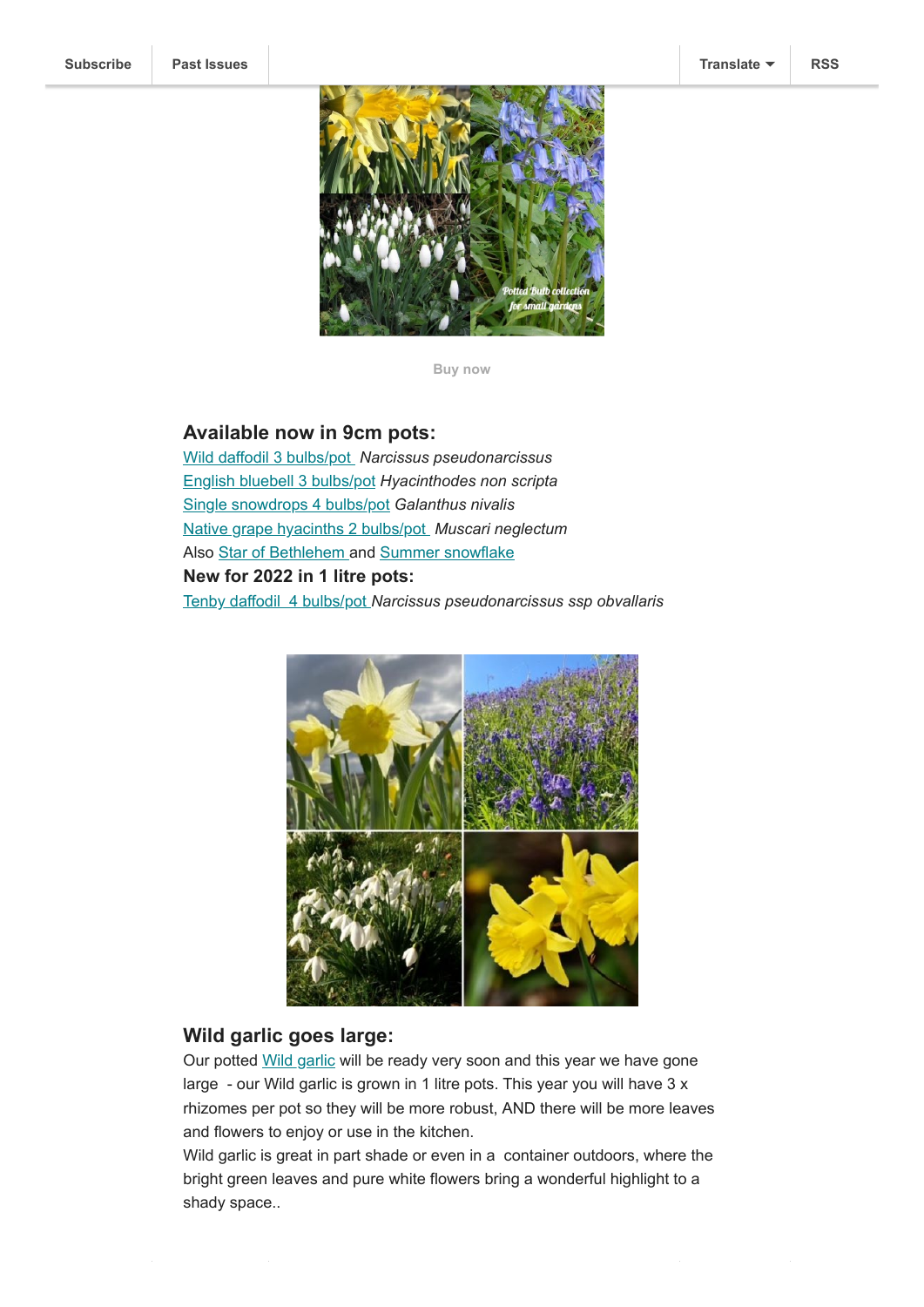Subscribe | Past Issues | Translate | RSS

Buy now

## Available now in 9cm pots:

Wild daffodil 3 bulbs/pot *Narcissus pseudonarcissus*
English bluebell 3 bulbs/pot *Hyacinthodes non scripta*
Single snowdrops 4 bulbs/pot *Galanthus nivalis*
Native grape hyacinths 2 bulbs/pot *Muscari neglectum*
Also Star of Bethlehem and Summer snowflake

**New for 2022 in 1 litre pots:**

Tenby daffodil 4 bulbs/pot *Narcissus pseudonarcissus ssp obvallaris*

## Wild garlic goes large:

Our potted Wild garlic will be ready very soon and this year we have gone large - our Wild garlic is grown in 1 litre pots. This year you will have 3 x rhizomes per pot so they will be more robust, AND there will be more leaves and flowers to enjoy or use in the kitchen.

Wild garlic is great in part shade or even in a container outdoors, where the bright green leaves and pure white flowers bring a wonderful highlight to a shady space..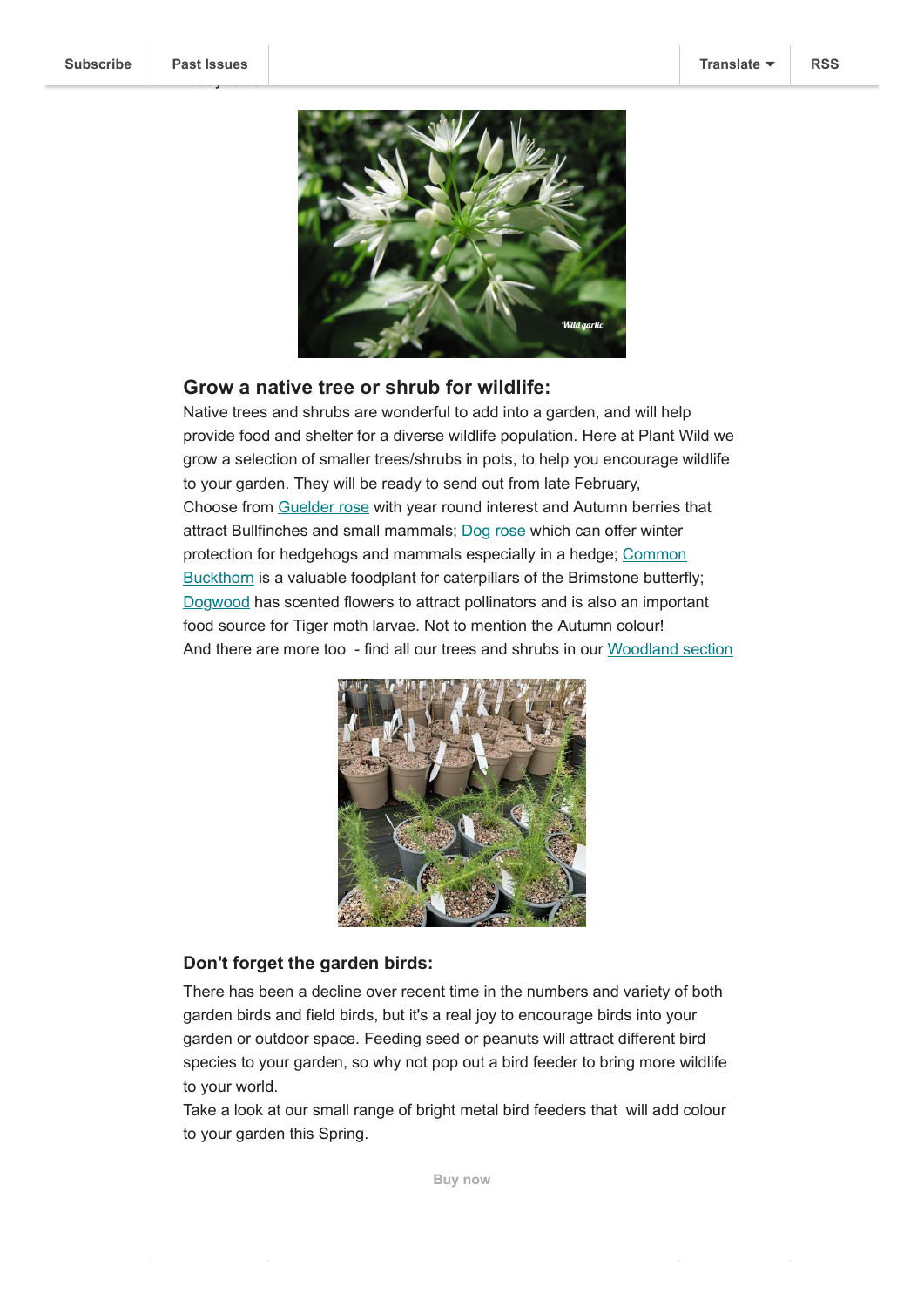Subscribe | Past Issues | Translate | RSS

## Grow a native tree or shrub for wildlife:

Native trees and shrubs are wonderful to add into a garden, and will help provide food and shelter for a diverse wildlife population. Here at Plant Wild we grow a selection of smaller trees/shrubs in pots, to help you encourage wildlife to your garden. They will be ready to send out from late February,

Choose from Guelder rose with year round interest and Autumn berries that attract Bullfinches and small mammals; Dog rose which can offer winter protection for hedgehogs and mammals especially in a hedge; Common Buckthorn is a valuable foodplant for caterpillars of the Brimstone butterfly; Dogwood has scented flowers to attract pollinators and is also an important food source for Tiger moth larvae. Not to mention the Autumn colour!

And there are more too - find all our trees and shrubs in our Woodland section

## Don't forget the garden birds:

There has been a decline over recent time in the numbers and variety of both garden birds and field birds, but it's a real joy to encourage birds into your garden or outdoor space. Feeding seed or peanuts will attract different bird species to your garden, so why not pop out a bird feeder to bring more wildlife to your world.

Take a look at our small range of bright metal bird feeders that will add colour to your garden this Spring.

Buy now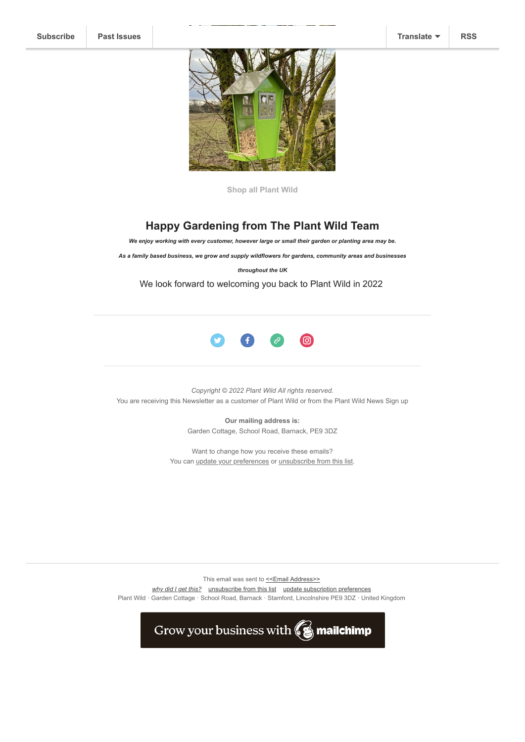Subscribe | Past Issues | Translate | RSS

Shop all Plant Wild

## Happy Gardening from The Plant Wild Team

***We enjoy working with every customer, however large or small their garden or planting area may be.***

***As a family based business, we grow and supply wildflowers for gardens, community areas and businesses throughout the UK***

We look forward to welcoming you back to Plant Wild in 2022

---

*Copyright © 2022 Plant Wild All rights reserved.*

You are receiving this Newsletter as a customer of Plant Wild or from the Plant Wild News Sign up

**Our mailing address is:**

Garden Cottage, School Road, Barnack, PE9 3DZ

Want to change how you receive these emails?

You can update your preferences or unsubscribe from this list.

---

This email was sent to <<Email Address>>

*why did I get this?* unsubscribe from this list update subscription preferences

Plant Wild · Garden Cottage · School Road, Barnack · Stamford, Lincolnshire PE9 3DZ · United Kingdom

Grow your business with mailchimp